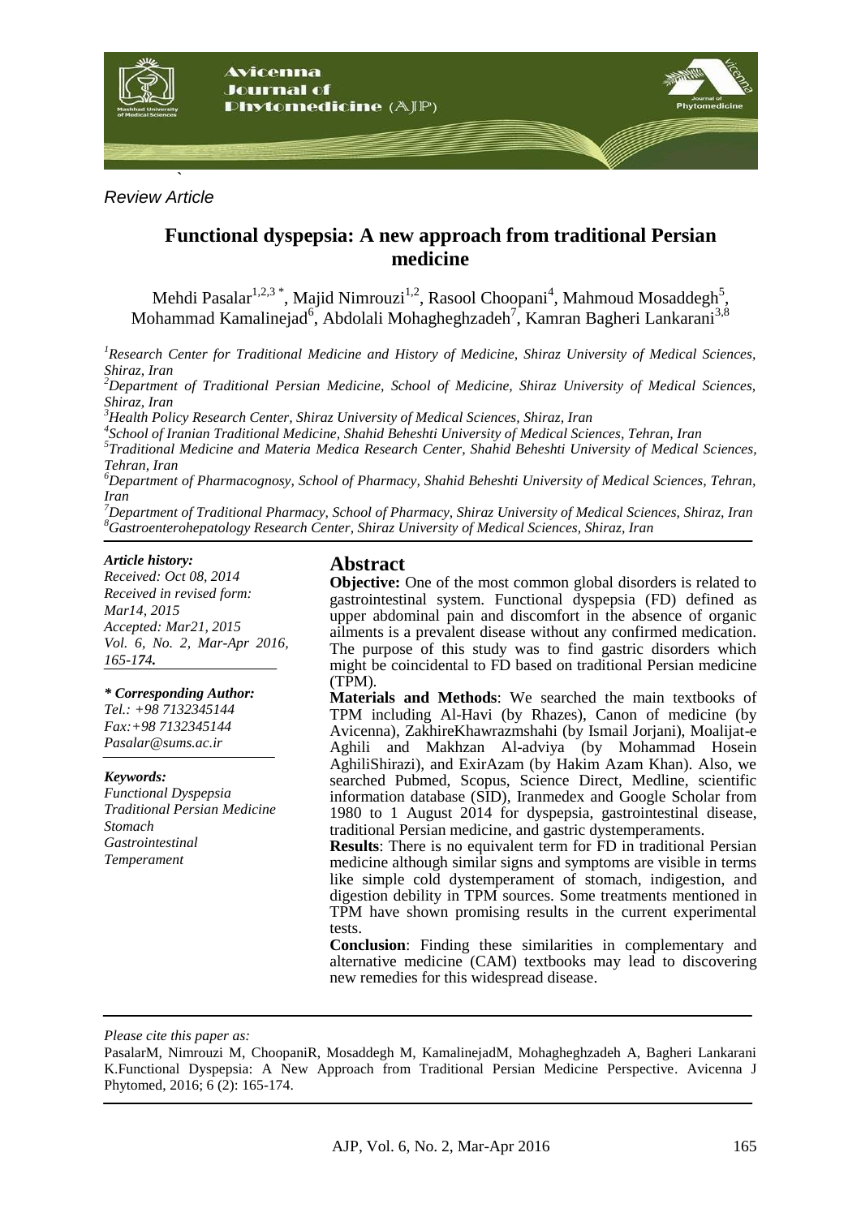*Review Article*

# Functional dyspepsia: A new approach from traditional Persian medicine

Mehdi Pasalar[1,2,3 *], Majid Nimrouzi[1,2], Rasool Choopani[4], Mahmoud Mosaddegh[5], Mohammad Kamalinejad[6], Abdolali Mohagheghzadeh[7], Kamran Bagheri Lankarani[3,8]

*[1]Research Center for Traditional Medicine and History of Medicine, Shiraz University of Medical Sciences, Shiraz, Iran*
*[2]Department of Traditional Persian Medicine, School of Medicine, Shiraz University of Medical Sciences, Shiraz, Iran*
*[3]Health Policy Research Center, Shiraz University of Medical Sciences, Shiraz, Iran*
*[4]School of Iranian Traditional Medicine, Shahid Beheshti University of Medical Sciences, Tehran, Iran*
*[5]Traditional Medicine and Materia Medica Research Center, Shahid Beheshti University of Medical Sciences, Tehran, Iran*
*[6]Department of Pharmacognosy, School of Pharmacy, Shahid Beheshti University of Medical Sciences, Tehran, Iran*
*[7]Department of Traditional Pharmacy, School of Pharmacy, Shiraz University of Medical Sciences, Shiraz, Iran*
*[8]Gastroenterohepatology Research Center, Shiraz University of Medical Sciences, Shiraz, Iran*

***Article history:***
*Received: Oct 08, 2014*
*Received in revised form: Mar14, 2015*
*Accepted: Mar21, 2015*
*Vol. 6, No. 2, Mar-Apr 2016, 165-174.*

***\* Corresponding Author:***
*Tel.: +98 7132345144*
*Fax:+98 7132345144*
*Pasalar@sums.ac.ir*

***Keywords:***
*Functional Dyspepsia*
*Traditional Persian Medicine*
*Stomach*
*Gastrointestinal*
*Temperament*

## Abstract

**Objective:** One of the most common global disorders is related to gastrointestinal system. Functional dyspepsia (FD) defined as upper abdominal pain and discomfort in the absence of organic ailments is a prevalent disease without any confirmed medication. The purpose of this study was to find gastric disorders which might be coincidental to FD based on traditional Persian medicine (TPM).

**Materials and Methods**: We searched the main textbooks of TPM including Al-Havi (by Rhazes), Canon of medicine (by Avicenna), ZakhireKhawrazmshahi (by Ismail Jorjani), Moalijat-e Aghili and Makhzan Al-adviya (by Mohammad Hosein AghiliShirazi), and ExirAzam (by Hakim Azam Khan). Also, we searched Pubmed, Scopus, Science Direct, Medline, scientific information database (SID), Iranmedex and Google Scholar from 1980 to 1 August 2014 for dyspepsia, gastrointestinal disease, traditional Persian medicine, and gastric dystemperaments.

**Results**: There is no equivalent term for FD in traditional Persian medicine although similar signs and symptoms are visible in terms like simple cold dystemperament of stomach, indigestion, and digestion debility in TPM sources. Some treatments mentioned in TPM have shown promising results in the current experimental tests.

**Conclusion**: Finding these similarities in complementary and alternative medicine (CAM) textbooks may lead to discovering new remedies for this widespread disease.

*Please cite this paper as:*

PasalarM, Nimrouzi M, ChoopaniR, Mosaddegh M, KamalinejadM, Mohagheghzadeh A, Bagheri Lankarani K.Functional Dyspepsia: A New Approach from Traditional Persian Medicine Perspective. Avicenna J Phytomed, 2016; 6 (2): 165-174.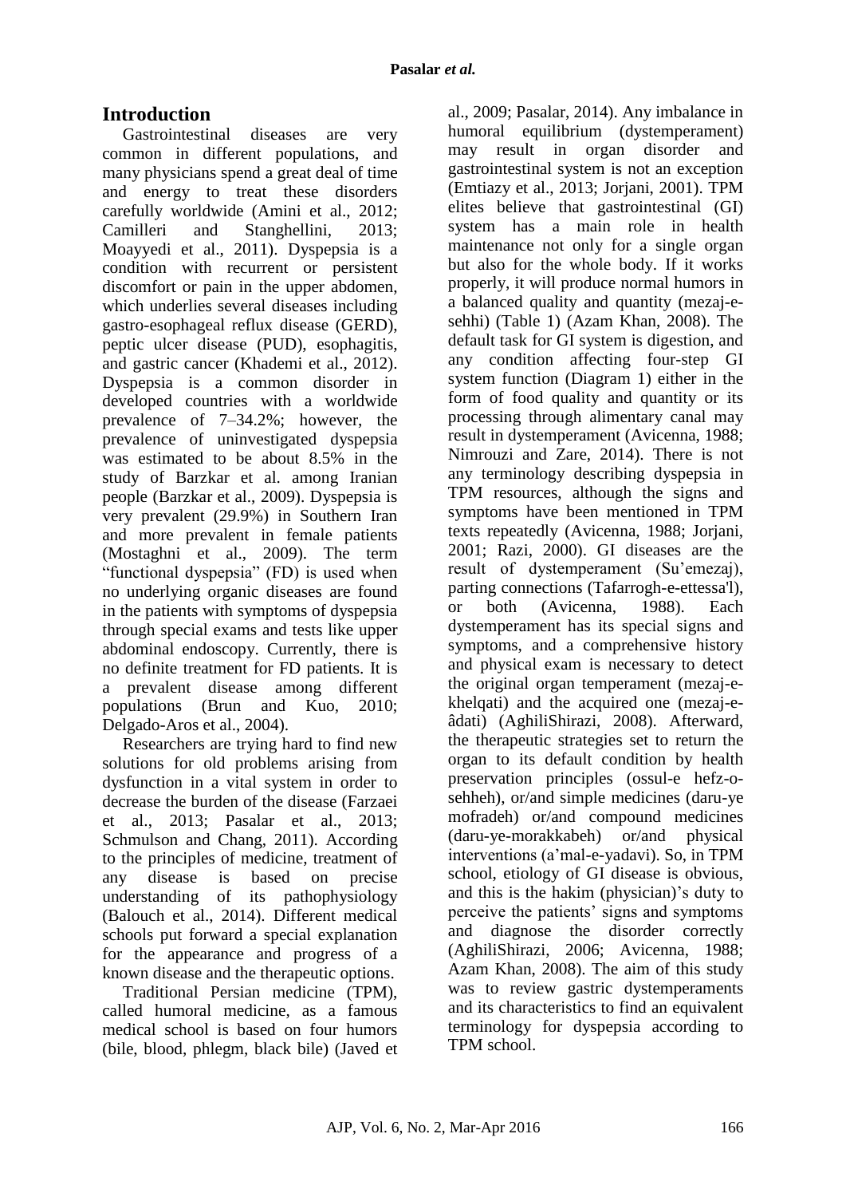## Introduction

Gastrointestinal diseases are very common in different populations, and many physicians spend a great deal of time and energy to treat these disorders carefully worldwide (Amini et al., 2012; Camilleri and Stanghellini, 2013; Moayyedi et al., 2011). Dyspepsia is a condition with recurrent or persistent discomfort or pain in the upper abdomen, which underlies several diseases including gastro-esophageal reflux disease (GERD), peptic ulcer disease (PUD), esophagitis, and gastric cancer (Khademi et al., 2012). Dyspepsia is a common disorder in developed countries with a worldwide prevalence of 7–34.2%; however, the prevalence of uninvestigated dyspepsia was estimated to be about 8.5% in the study of Barzkar et al. among Iranian people (Barzkar et al., 2009). Dyspepsia is very prevalent (29.9%) in Southern Iran and more prevalent in female patients (Mostaghni et al., 2009). The term "functional dyspepsia" (FD) is used when no underlying organic diseases are found in the patients with symptoms of dyspepsia through special exams and tests like upper abdominal endoscopy. Currently, there is no definite treatment for FD patients. It is a prevalent disease among different populations (Brun and Kuo, 2010; Delgado-Aros et al., 2004).

Researchers are trying hard to find new solutions for old problems arising from dysfunction in a vital system in order to decrease the burden of the disease (Farzaei et al., 2013; Pasalar et al., 2013; Schmulson and Chang, 2011). According to the principles of medicine, treatment of any disease is based on precise understanding of its pathophysiology (Balouch et al., 2014). Different medical schools put forward a special explanation for the appearance and progress of a known disease and the therapeutic options.

Traditional Persian medicine (TPM), called humoral medicine, as a famous medical school is based on four humors (bile, blood, phlegm, black bile) (Javed et al., 2009; Pasalar, 2014). Any imbalance in humoral equilibrium (dystemperament) may result in organ disorder and gastrointestinal system is not an exception (Emtiazy et al., 2013; Jorjani, 2001). TPM elites believe that gastrointestinal (GI) system has a main role in health maintenance not only for a single organ but also for the whole body. If it works properly, it will produce normal humors in a balanced quality and quantity (mezaj-e-sehhi) (Table 1) (Azam Khan, 2008). The default task for GI system is digestion, and any condition affecting four-step GI system function (Diagram 1) either in the form of food quality and quantity or its processing through alimentary canal may result in dystemperament (Avicenna, 1988; Nimrouzi and Zare, 2014). There is not any terminology describing dyspepsia in TPM resources, although the signs and symptoms have been mentioned in TPM texts repeatedly (Avicenna, 1988; Jorjani, 2001; Razi, 2000). GI diseases are the result of dystemperament (Su'emezaj), parting connections (Tafarrogh-e-ettessa'l), or both (Avicenna, 1988). Each dystemperament has its special signs and symptoms, and a comprehensive history and physical exam is necessary to detect the original organ temperament (mezaj-e-khelqati) and the acquired one (mezaj-e-âdati) (AghiliShirazi, 2008). Afterward, the therapeutic strategies set to return the organ to its default condition by health preservation principles (ossul-e hefz-o-sehheh), or/and simple medicines (daru-ye mofradeh) or/and compound medicines (daru-ye-morakkabeh) or/and physical interventions (a'mal-e-yadavi). So, in TPM school, etiology of GI disease is obvious, and this is the hakim (physician)'s duty to perceive the patients' signs and symptoms and diagnose the disorder correctly (AghiliShirazi, 2006; Avicenna, 1988; Azam Khan, 2008). The aim of this study was to review gastric dystemperaments and its characteristics to find an equivalent terminology for dyspepsia according to TPM school.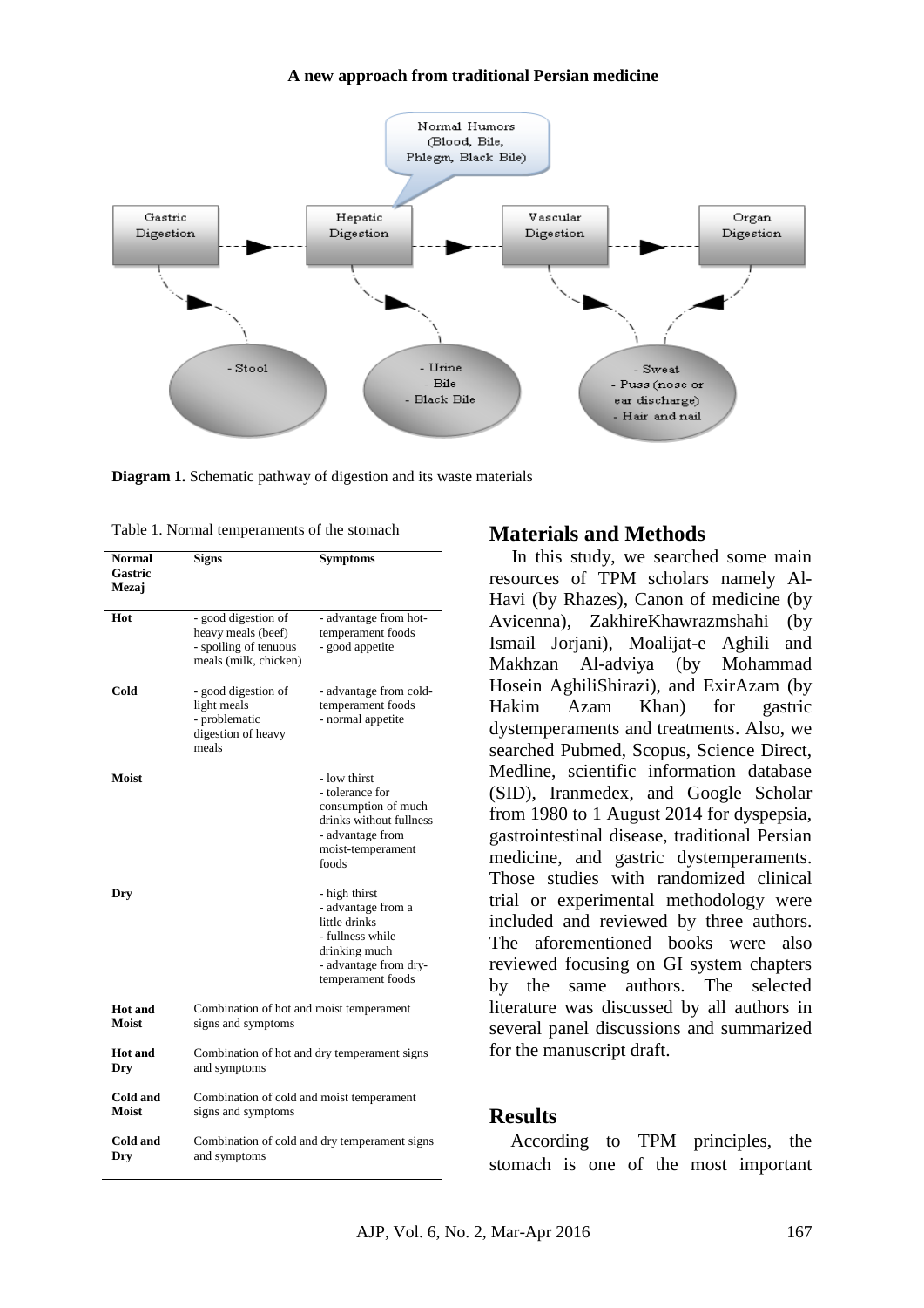Diagram 1 (flowchart):

- Gastric Digestion → Hepatic Digestion → Vascular Digestion → Organ Digestion
- Hepatic Digestion produces: Normal Humors (Blood, Bile, Phlegm, Black Bile)
- Waste from Gastric Digestion: Stool
- Waste from Hepatic Digestion: Urine, Bile, Black Bile
- Waste from Vascular Digestion and Organ Digestion: Sweat, Puss (nose or ear discharge), Hair and nail

**Diagram 1.** Schematic pathway of digestion and its waste materials

Table 1. Normal temperaments of the stomach

| Normal Gastric Mezaj | Signs | Symptoms |
|---|---|---|
| **Hot** | - good digestion of heavy meals (beef)<br>- spoiling of tenuous meals (milk, chicken) | - advantage from hot-temperament foods<br>- good appetite |
| **Cold** | - good digestion of light meals<br>- problematic digestion of heavy meals | - advantage from cold-temperament foods<br>- normal appetite |
| **Moist** | | - low thirst<br>- tolerance for consumption of much drinks without fullness<br>- advantage from moist-temperament foods |
| **Dry** | | - high thirst<br>- advantage from a little drinks<br>- fullness while drinking much<br>- advantage from dry-temperament foods |
| **Hot and Moist** | Combination of hot and moist temperament signs and symptoms | |
| **Hot and Dry** | Combination of hot and dry temperament signs and symptoms | |
| **Cold and Moist** | Combination of cold and moist temperament signs and symptoms | |
| **Cold and Dry** | Combination of cold and dry temperament signs and symptoms | |

## Materials and Methods

In this study, we searched some main resources of TPM scholars namely Al-Havi (by Rhazes), Canon of medicine (by Avicenna), ZakhireKhawrazmshahi (by Ismail Jorjani), Moalijat-e Aghili and Makhzan Al-adviya (by Mohammad Hosein AghiliShirazi), and ExirAzam (by Hakim Azam Khan) for gastric dystemperaments and treatments. Also, we searched Pubmed, Scopus, Science Direct, Medline, scientific information database (SID), Iranmedex, and Google Scholar from 1980 to 1 August 2014 for dyspepsia, gastrointestinal disease, traditional Persian medicine, and gastric dystemperaments. Those studies with randomized clinical trial or experimental methodology were included and reviewed by three authors. The aforementioned books were also reviewed focusing on GI system chapters by the same authors. The selected literature was discussed by all authors in several panel discussions and summarized for the manuscript draft.

## Results

According to TPM principles, the stomach is one of the most important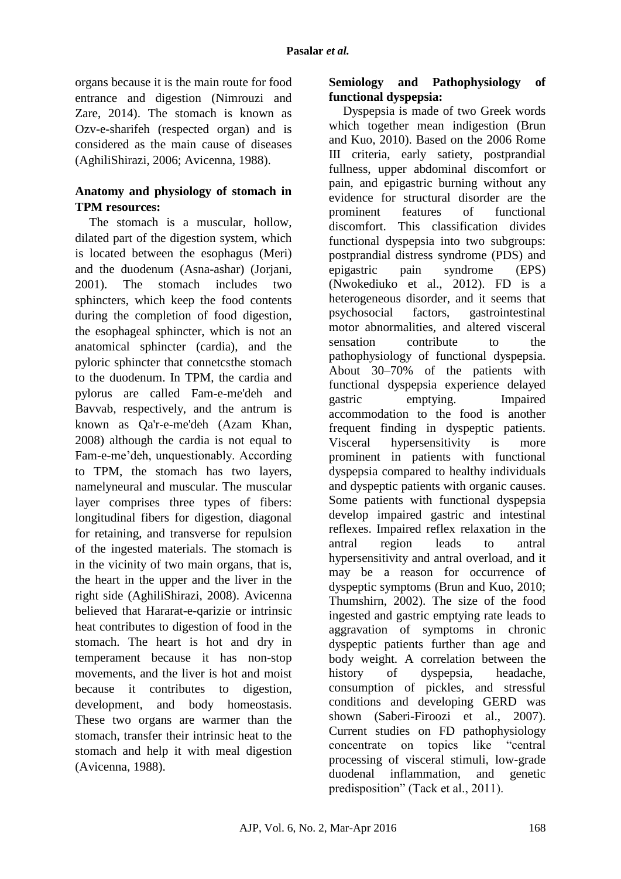organs because it is the main route for food entrance and digestion (Nimrouzi and Zare, 2014). The stomach is known as Ozv-e-sharifeh (respected organ) and is considered as the main cause of diseases (AghiliShirazi, 2006; Avicenna, 1988).

## Anatomy and physiology of stomach in TPM resources:

The stomach is a muscular, hollow, dilated part of the digestion system, which is located between the esophagus (Meri) and the duodenum (Asna-ashar) (Jorjani, 2001). The stomach includes two sphincters, which keep the food contents during the completion of food digestion, the esophageal sphincter, which is not an anatomical sphincter (cardia), and the pyloric sphincter that connetcsthe stomach to the duodenum. In TPM, the cardia and pylorus are called Fam-e-me'deh and Bavvab, respectively, and the antrum is known as Qa'r-e-me'deh (Azam Khan, 2008) although the cardia is not equal to Fam-e-me'deh, unquestionably. According to TPM, the stomach has two layers, namelyneural and muscular. The muscular layer comprises three types of fibers: longitudinal fibers for digestion, diagonal for retaining, and transverse for repulsion of the ingested materials. The stomach is in the vicinity of two main organs, that is, the heart in the upper and the liver in the right side (AghiliShirazi, 2008). Avicenna believed that Hararat-e-qarizie or intrinsic heat contributes to digestion of food in the stomach. The heart is hot and dry in temperament because it has non-stop movements, and the liver is hot and moist because it contributes to digestion, development, and body homeostasis. These two organs are warmer than the stomach, transfer their intrinsic heat to the stomach and help it with meal digestion (Avicenna, 1988).

## Semiology and Pathophysiology of functional dyspepsia:

Dyspepsia is made of two Greek words which together mean indigestion (Brun and Kuo, 2010). Based on the 2006 Rome III criteria, early satiety, postprandial fullness, upper abdominal discomfort or pain, and epigastric burning without any evidence for structural disorder are the prominent features of functional discomfort. This classification divides functional dyspepsia into two subgroups: postprandial distress syndrome (PDS) and epigastric pain syndrome (EPS) (Nwokediuko et al., 2012). FD is a heterogeneous disorder, and it seems that psychosocial factors, gastrointestinal motor abnormalities, and altered visceral sensation contribute to the pathophysiology of functional dyspepsia. About 30–70% of the patients with functional dyspepsia experience delayed gastric emptying. Impaired accommodation to the food is another frequent finding in dyspeptic patients. Visceral hypersensitivity is more prominent in patients with functional dyspepsia compared to healthy individuals and dyspeptic patients with organic causes. Some patients with functional dyspepsia develop impaired gastric and intestinal reflexes. Impaired reflex relaxation in the antral region leads to antral hypersensitivity and antral overload, and it may be a reason for occurrence of dyspeptic symptoms (Brun and Kuo, 2010; Thumshirn, 2002). The size of the food ingested and gastric emptying rate leads to aggravation of symptoms in chronic dyspeptic patients further than age and body weight. A correlation between the history of dyspepsia, headache, consumption of pickles, and stressful conditions and developing GERD was shown (Saberi-Firoozi et al., 2007). Current studies on FD pathophysiology concentrate on topics like "central processing of visceral stimuli, low-grade duodenal inflammation, and genetic predisposition" (Tack et al., 2011).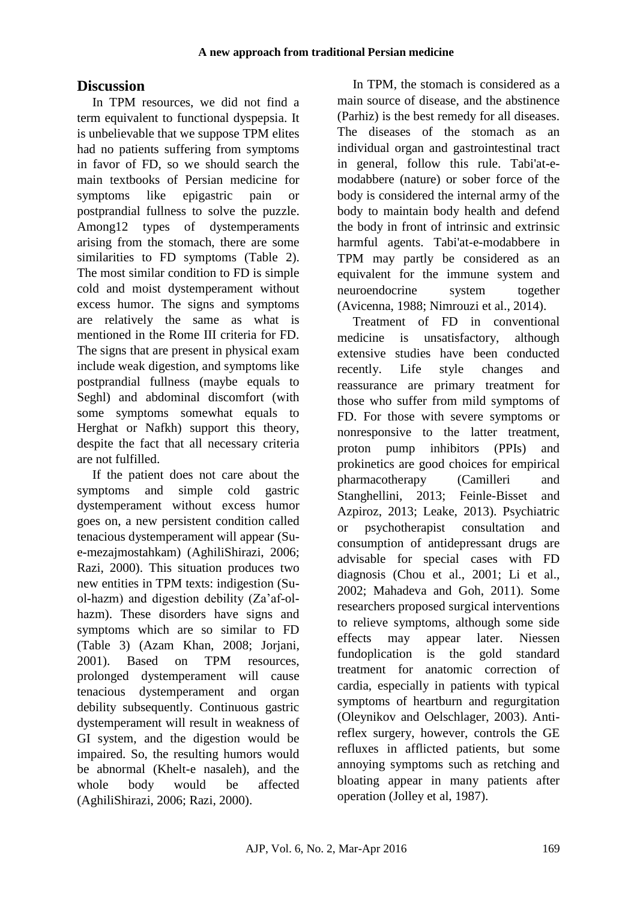## Discussion

In TPM resources, we did not find a term equivalent to functional dyspepsia. It is unbelievable that we suppose TPM elites had no patients suffering from symptoms in favor of FD, so we should search the main textbooks of Persian medicine for symptoms like epigastric pain or postprandial fullness to solve the puzzle. Among12 types of dystemperaments arising from the stomach, there are some similarities to FD symptoms (Table 2). The most similar condition to FD is simple cold and moist dystemperament without excess humor. The signs and symptoms are relatively the same as what is mentioned in the Rome III criteria for FD. The signs that are present in physical exam include weak digestion, and symptoms like postprandial fullness (maybe equals to Seghl) and abdominal discomfort (with some symptoms somewhat equals to Herghat or Nafkh) support this theory, despite the fact that all necessary criteria are not fulfilled.

If the patient does not care about the symptoms and simple cold gastric dystemperament without excess humor goes on, a new persistent condition called tenacious dystemperament will appear (Su-e-mezajmostahkam) (AghiliShirazi, 2006; Razi, 2000). This situation produces two new entities in TPM texts: indigestion (Su-ol-hazm) and digestion debility (Za'af-ol-hazm). These disorders have signs and symptoms which are so similar to FD (Table 3) (Azam Khan, 2008; Jorjani, 2001). Based on TPM resources, prolonged dystemperament will cause tenacious dystemperament and organ debility subsequently. Continuous gastric dystemperament will result in weakness of GI system, and the digestion would be impaired. So, the resulting humors would be abnormal (Khelt-e nasaleh), and the whole body would be affected (AghiliShirazi, 2006; Razi, 2000).

In TPM, the stomach is considered as a main source of disease, and the abstinence (Parhiz) is the best remedy for all diseases. The diseases of the stomach as an individual organ and gastrointestinal tract in general, follow this rule. Tabi'at-e-modabbere (nature) or sober force of the body is considered the internal army of the body to maintain body health and defend the body in front of intrinsic and extrinsic harmful agents. Tabi'at-e-modabbere in TPM may partly be considered as an equivalent for the immune system and neuroendocrine system together (Avicenna, 1988; Nimrouzi et al., 2014).

Treatment of FD in conventional medicine is unsatisfactory, although extensive studies have been conducted recently. Life style changes and reassurance are primary treatment for those who suffer from mild symptoms of FD. For those with severe symptoms or nonresponsive to the latter treatment, proton pump inhibitors (PPIs) and prokinetics are good choices for empirical pharmacotherapy (Camilleri and Stanghellini, 2013; Feinle-Bisset and Azpiroz, 2013; Leake, 2013). Psychiatric or psychotherapist consultation and consumption of antidepressant drugs are advisable for special cases with FD diagnosis (Chou et al., 2001; Li et al., 2002; Mahadeva and Goh, 2011). Some researchers proposed surgical interventions to relieve symptoms, although some side effects may appear later. Niessen fundoplication is the gold standard treatment for anatomic correction of cardia, especially in patients with typical symptoms of heartburn and regurgitation (Oleynikov and Oelschlager, 2003). Anti-reflex surgery, however, controls the GE refluxes in afflicted patients, but some annoying symptoms such as retching and bloating appear in many patients after operation (Jolley et al, 1987).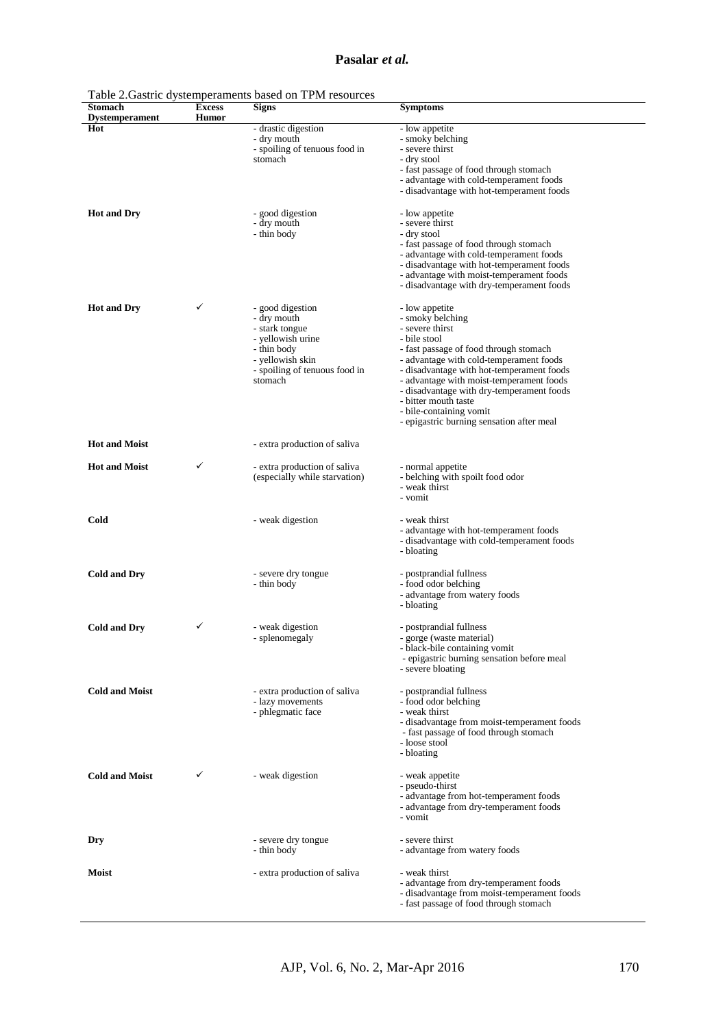Table 2.Gastric dystemperaments based on TPM resources

| Stomach Dystemperament | Excess Humor | Signs | Symptoms |
|---|---|---|---|
| **Hot** | | - drastic digestion<br>- dry mouth<br>- spoiling of tenuous food in stomach | - low appetite<br>- smoky belching<br>- severe thirst<br>- dry stool<br>- fast passage of food through stomach<br>- advantage with cold-temperament foods<br>- disadvantage with hot-temperament foods |
| **Hot and Dry** | | - good digestion<br>- dry mouth<br>- thin body | - low appetite<br>- severe thirst<br>- dry stool<br>- fast passage of food through stomach<br>- advantage with cold-temperament foods<br>- disadvantage with hot-temperament foods<br>- advantage with moist-temperament foods<br>- disadvantage with dry-temperament foods |
| **Hot and Dry** | ✓ | - good digestion<br>- dry mouth<br>- stark tongue<br>- yellowish urine<br>- thin body<br>- yellowish skin<br>- spoiling of tenuous food in stomach | - low appetite<br>- smoky belching<br>- severe thirst<br>- bile stool<br>- fast passage of food through stomach<br>- advantage with cold-temperament foods<br>- disadvantage with hot-temperament foods<br>- advantage with moist-temperament foods<br>- disadvantage with dry-temperament foods<br>- bitter mouth taste<br>- bile-containing vomit<br>- epigastric burning sensation after meal |
| **Hot and Moist** | | - extra production of saliva | |
| **Hot and Moist** | ✓ | - extra production of saliva (especially while starvation) | - normal appetite<br>- belching with spoilt food odor<br>- weak thirst<br>- vomit |
| **Cold** | | - weak digestion | - weak thirst<br>- advantage with hot-temperament foods<br>- disadvantage with cold-temperament foods<br>- bloating |
| **Cold and Dry** | | - severe dry tongue<br>- thin body | - postprandial fullness<br>- food odor belching<br>- advantage from watery foods<br>- bloating |
| **Cold and Dry** | ✓ | - weak digestion<br>- splenomegaly | - postprandial fullness<br>- gorge (waste material)<br>- black-bile containing vomit<br>- epigastric burning sensation before meal<br>- severe bloating |
| **Cold and Moist** | | - extra production of saliva<br>- lazy movements<br>- phlegmatic face | - postprandial fullness<br>- food odor belching<br>- weak thirst<br>- disadvantage from moist-temperament foods<br>- fast passage of food through stomach<br>- loose stool<br>- bloating |
| **Cold and Moist** | ✓ | - weak digestion | - weak appetite<br>- pseudo-thirst<br>- advantage from hot-temperament foods<br>- advantage from dry-temperament foods<br>- vomit |
| **Dry** | | - severe dry tongue<br>- thin body | - severe thirst<br>- advantage from watery foods |
| **Moist** | | - extra production of saliva | - weak thirst<br>- advantage from dry-temperament foods<br>- disadvantage from moist-temperament foods<br>- fast passage of food through stomach |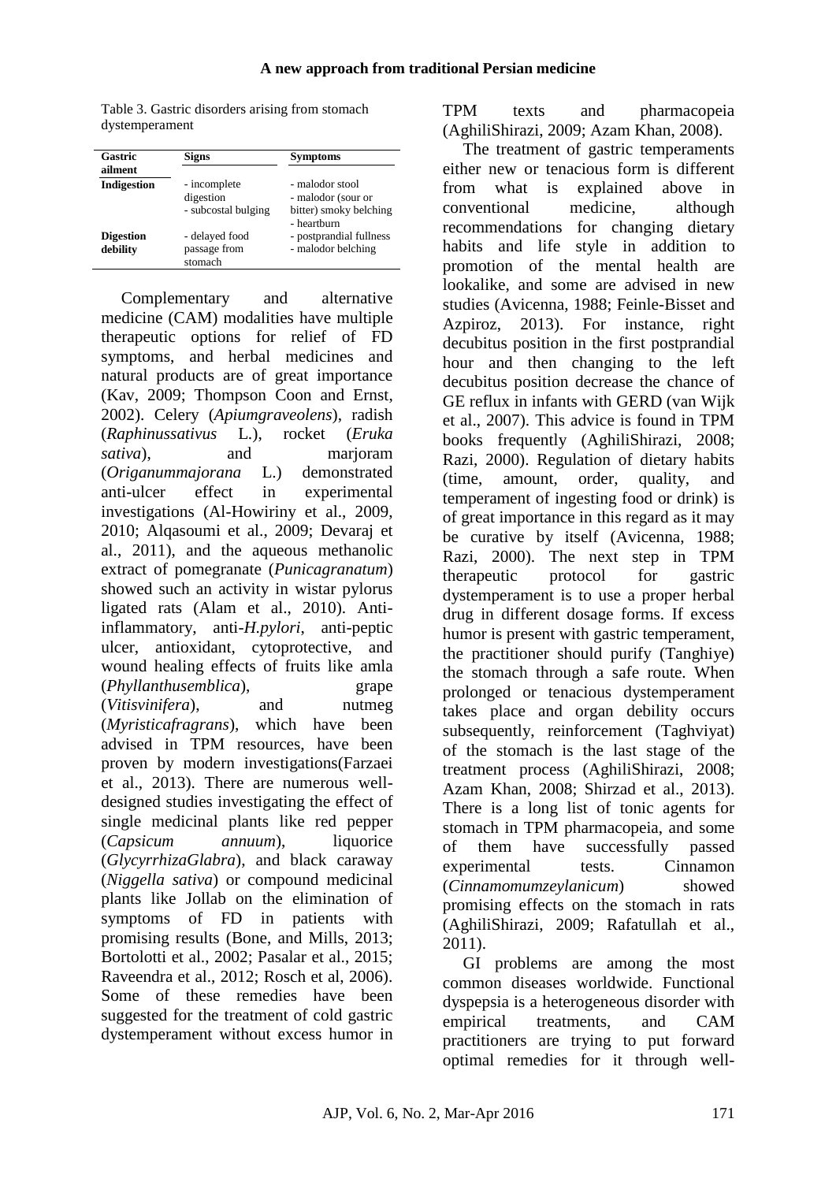Table 3. Gastric disorders arising from stomach dystemperament

| Gastric ailment | Signs | Symptoms |
|---|---|---|
| **Indigestion** | - incomplete digestion<br>- subcostal bulging | - malodor stool<br>- malodor (sour or bitter) smoky belching<br>- heartburn |
| **Digestion debility** | - delayed food passage from stomach | - postprandial fullness<br>- malodor belching |

Complementary and alternative medicine (CAM) modalities have multiple therapeutic options for relief of FD symptoms, and herbal medicines and natural products are of great importance (Kav, 2009; Thompson Coon and Ernst, 2002). Celery (*Apiumgraveolens*), radish (*Raphinussativus* L.), rocket (*Eruka sativa*), and marjoram (*Origanummajorana* L.) demonstrated anti-ulcer effect in experimental investigations (Al-Howiriny et al., 2009, 2010; Alqasoumi et al., 2009; Devaraj et al., 2011), and the aqueous methanolic extract of pomegranate (*Punicagranatum*) showed such an activity in wistar pylorus ligated rats (Alam et al., 2010). Anti-inflammatory, anti-*H.pylori*, anti-peptic ulcer, antioxidant, cytoprotective, and wound healing effects of fruits like amla (*Phyllanthusemblica*), grape (*Vitisvinifera*), and nutmeg (*Myristicafragrans*), which have been advised in TPM resources, have been proven by modern investigations(Farzaei et al., 2013). There are numerous well-designed studies investigating the effect of single medicinal plants like red pepper (*Capsicum annuum*), liquorice (*GlycyrrhizaGlabra*), and black caraway (*Niggella sativa*) or compound medicinal plants like Jollab on the elimination of symptoms of FD in patients with promising results (Bone, and Mills, 2013; Bortolotti et al., 2002; Pasalar et al., 2015; Raveendra et al., 2012; Rosch et al, 2006). Some of these remedies have been suggested for the treatment of cold gastric dystemperament without excess humor in TPM texts and pharmacopeia (AghiliShirazi, 2009; Azam Khan, 2008).

The treatment of gastric temperaments either new or tenacious form is different from what is explained above in conventional medicine, although recommendations for changing dietary habits and life style in addition to promotion of the mental health are lookalike, and some are advised in new studies (Avicenna, 1988; Feinle-Bisset and Azpiroz, 2013). For instance, right decubitus position in the first postprandial hour and then changing to the left decubitus position decrease the chance of GE reflux in infants with GERD (van Wijk et al., 2007). This advice is found in TPM books frequently (AghiliShirazi, 2008; Razi, 2000). Regulation of dietary habits (time, amount, order, quality, and temperament of ingesting food or drink) is of great importance in this regard as it may be curative by itself (Avicenna, 1988; Razi, 2000). The next step in TPM therapeutic protocol for gastric dystemperament is to use a proper herbal drug in different dosage forms. If excess humor is present with gastric temperament, the practitioner should purify (Tanghiye) the stomach through a safe route. When prolonged or tenacious dystemperament takes place and organ debility occurs subsequently, reinforcement (Taghviyat) of the stomach is the last stage of the treatment process (AghiliShirazi, 2008; Azam Khan, 2008; Shirzad et al., 2013). There is a long list of tonic agents for stomach in TPM pharmacopeia, and some of them have successfully passed experimental tests. Cinnamon (*Cinnamomumzeylanicum*) showed promising effects on the stomach in rats (AghiliShirazi, 2009; Rafatullah et al., 2011).

GI problems are among the most common diseases worldwide. Functional dyspepsia is a heterogeneous disorder with empirical treatments, and CAM practitioners are trying to put forward optimal remedies for it through well-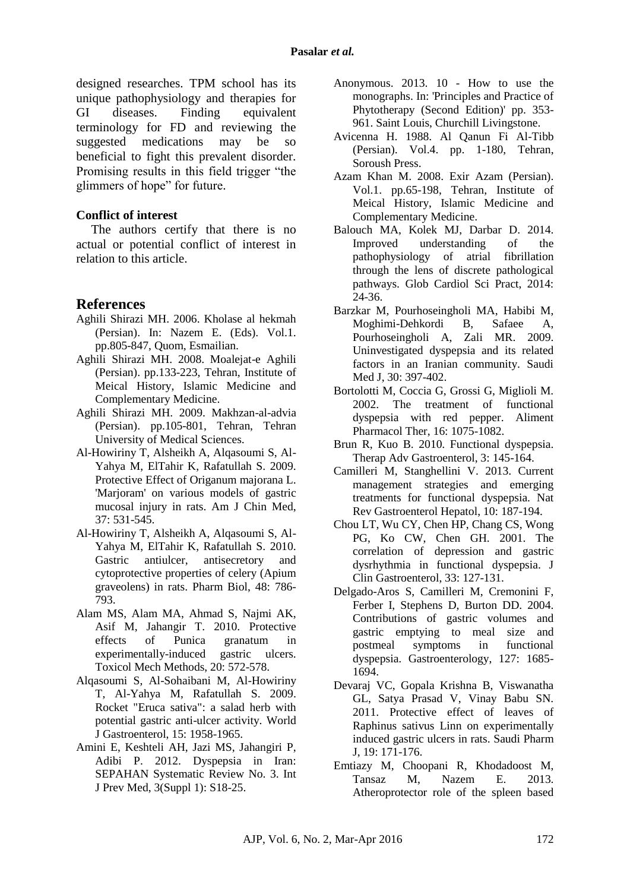designed researches. TPM school has its unique pathophysiology and therapies for GI diseases. Finding equivalent terminology for FD and reviewing the suggested medications may be so beneficial to fight this prevalent disorder. Promising results in this field trigger "the glimmers of hope" for future.

### Conflict of interest

The authors certify that there is no actual or potential conflict of interest in relation to this article.

## References

Aghili Shirazi MH. 2006. Kholase al hekmah (Persian). In: Nazem E. (Eds). Vol.1. pp.805-847, Quom, Esmailian.

Aghili Shirazi MH. 2008. Moalejat-e Aghili (Persian). pp.133-223, Tehran, Institute of Meical History, Islamic Medicine and Complementary Medicine.

Aghili Shirazi MH. 2009. Makhzan-al-advia (Persian). pp.105-801, Tehran, Tehran University of Medical Sciences.

Al-Howiriny T, Alsheikh A, Alqasoumi S, Al-Yahya M, ElTahir K, Rafatullah S. 2009. Protective Effect of Origanum majorana L. 'Marjoram' on various models of gastric mucosal injury in rats. Am J Chin Med, 37: 531-545.

Al-Howiriny T, Alsheikh A, Alqasoumi S, Al-Yahya M, ElTahir K, Rafatullah S. 2010. Gastric antiulcer, antisecretory and cytoprotective properties of celery (Apium graveolens) in rats. Pharm Biol, 48: 786-793.

Alam MS, Alam MA, Ahmad S, Najmi AK, Asif M, Jahangir T. 2010. Protective effects of Punica granatum in experimentally-induced gastric ulcers. Toxicol Mech Methods, 20: 572-578.

Alqasoumi S, Al-Sohaibani M, Al-Howiriny T, Al-Yahya M, Rafatullah S. 2009. Rocket "Eruca sativa": a salad herb with potential gastric anti-ulcer activity. World J Gastroenterol, 15: 1958-1965.

Amini E, Keshteli AH, Jazi MS, Jahangiri P, Adibi P. 2012. Dyspepsia in Iran: SEPAHAN Systematic Review No. 3. Int J Prev Med, 3(Suppl 1): S18-25.

Anonymous. 2013. 10 - How to use the monographs. In: 'Principles and Practice of Phytotherapy (Second Edition)' pp. 353-961. Saint Louis, Churchill Livingstone.

Avicenna H. 1988. Al Qanun Fi Al-Tibb (Persian). Vol.4. pp. 1-180, Tehran, Soroush Press.

Azam Khan M. 2008. Exir Azam (Persian). Vol.1. pp.65-198, Tehran, Institute of Meical History, Islamic Medicine and Complementary Medicine.

Balouch MA, Kolek MJ, Darbar D. 2014. Improved understanding of the pathophysiology of atrial fibrillation through the lens of discrete pathological pathways. Glob Cardiol Sci Pract, 2014: 24-36.

Barzkar M, Pourhoseingholi MA, Habibi M, Moghimi-Dehkordi B, Safaee A, Pourhoseingholi A, Zali MR. 2009. Uninvestigated dyspepsia and its related factors in an Iranian community. Saudi Med J, 30: 397-402.

Bortolotti M, Coccia G, Grossi G, Miglioli M. 2002. The treatment of functional dyspepsia with red pepper. Aliment Pharmacol Ther, 16: 1075-1082.

Brun R, Kuo B. 2010. Functional dyspepsia. Therap Adv Gastroenterol, 3: 145-164.

Camilleri M, Stanghellini V. 2013. Current management strategies and emerging treatments for functional dyspepsia. Nat Rev Gastroenterol Hepatol, 10: 187-194.

Chou LT, Wu CY, Chen HP, Chang CS, Wong PG, Ko CW, Chen GH. 2001. The correlation of depression and gastric dysrhythmia in functional dyspepsia. J Clin Gastroenterol, 33: 127-131.

Delgado-Aros S, Camilleri M, Cremonini F, Ferber I, Stephens D, Burton DD. 2004. Contributions of gastric volumes and gastric emptying to meal size and postmeal symptoms in functional dyspepsia. Gastroenterology, 127: 1685-1694.

Devaraj VC, Gopala Krishna B, Viswanatha GL, Satya Prasad V, Vinay Babu SN. 2011. Protective effect of leaves of Raphinus sativus Linn on experimentally induced gastric ulcers in rats. Saudi Pharm J, 19: 171-176.

Emtiazy M, Choopani R, Khodadoost M, Tansaz M, Nazem E. 2013. Atheroprotector role of the spleen based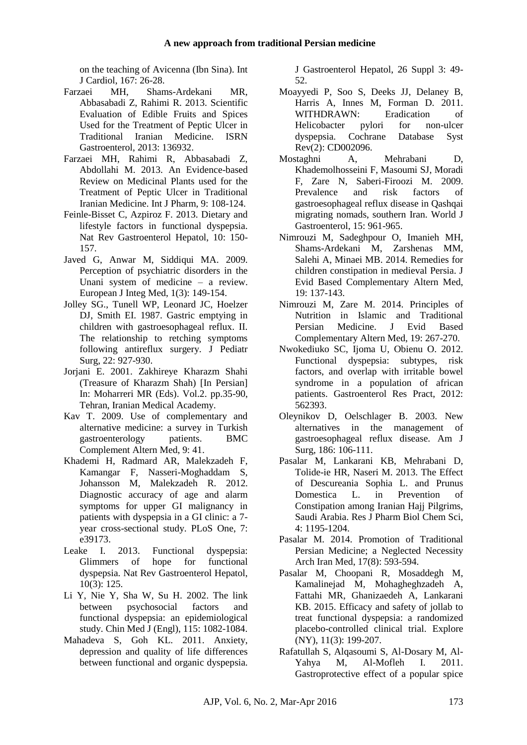on the teaching of Avicenna (Ibn Sina). Int J Cardiol, 167: 26-28.

Farzaei MH, Shams-Ardekani MR, Abbasabadi Z, Rahimi R. 2013. Scientific Evaluation of Edible Fruits and Spices Used for the Treatment of Peptic Ulcer in Traditional Iranian Medicine. ISRN Gastroenterol, 2013: 136932.

Farzaei MH, Rahimi R, Abbasabadi Z, Abdollahi M. 2013. An Evidence-based Review on Medicinal Plants used for the Treatment of Peptic Ulcer in Traditional Iranian Medicine. Int J Pharm, 9: 108-124.

Feinle-Bisset C, Azpiroz F. 2013. Dietary and lifestyle factors in functional dyspepsia. Nat Rev Gastroenterol Hepatol, 10: 150-157.

Javed G, Anwar M, Siddiqui MA. 2009. Perception of psychiatric disorders in the Unani system of medicine – a review. European J Integ Med, 1(3): 149-154.

Jolley SG., Tunell WP, Leonard JC, Hoelzer DJ, Smith EI. 1987. Gastric emptying in children with gastroesophageal reflux. II. The relationship to retching symptoms following antireflux surgery. J Pediatr Surg, 22: 927-930.

Jorjani E. 2001. Zakhireye Kharazm Shahi (Treasure of Kharazm Shah) [In Persian] In: Moharreri MR (Eds). Vol.2. pp.35-90, Tehran, Iranian Medical Academy.

Kav T. 2009. Use of complementary and alternative medicine: a survey in Turkish gastroenterology patients. BMC Complement Altern Med, 9: 41.

Khademi H, Radmard AR, Malekzadeh F, Kamangar F, Nasseri-Moghaddam S, Johansson M, Malekzadeh R. 2012. Diagnostic accuracy of age and alarm symptoms for upper GI malignancy in patients with dyspepsia in a GI clinic: a 7-year cross-sectional study. PLoS One, 7: e39173.

Leake I. 2013. Functional dyspepsia: Glimmers of hope for functional dyspepsia. Nat Rev Gastroenterol Hepatol, 10(3): 125.

Li Y, Nie Y, Sha W, Su H. 2002. The link between psychosocial factors and functional dyspepsia: an epidemiological study. Chin Med J (Engl), 115: 1082-1084.

Mahadeva S, Goh KL. 2011. Anxiety, depression and quality of life differences between functional and organic dyspepsia. J Gastroenterol Hepatol, 26 Suppl 3: 49-52.

Moayyedi P, Soo S, Deeks JJ, Delaney B, Harris A, Innes M, Forman D. 2011. WITHDRAWN: Eradication of Helicobacter pylori for non-ulcer dyspepsia. Cochrane Database Syst Rev(2): CD002096.

Mostaghni A, Mehrabani D, Khademolhosseini F, Masoumi SJ, Moradi F, Zare N, Saberi-Firoozi M. 2009. Prevalence and risk factors of gastroesophageal reflux disease in Qashqai migrating nomads, southern Iran. World J Gastroenterol, 15: 961-965.

Nimrouzi M, Sadeghpour O, Imanieh MH, Shams-Ardekani M, Zarshenas MM, Salehi A, Minaei MB. 2014. Remedies for children constipation in medieval Persia. J Evid Based Complementary Altern Med, 19: 137-143.

Nimrouzi M, Zare M. 2014. Principles of Nutrition in Islamic and Traditional Persian Medicine. J Evid Based Complementary Altern Med, 19: 267-270.

Nwokediuko SC, Ijoma U, Obienu O. 2012. Functional dyspepsia: subtypes, risk factors, and overlap with irritable bowel syndrome in a population of african patients. Gastroenterol Res Pract, 2012: 562393.

Oleynikov D, Oelschlager B. 2003. New alternatives in the management of gastroesophageal reflux disease. Am J Surg, 186: 106-111.

Pasalar M, Lankarani KB, Mehrabani D, Tolide-ie HR, Naseri M. 2013. The Effect of Descureania Sophia L. and Prunus Domestica L. in Prevention of Constipation among Iranian Hajj Pilgrims, Saudi Arabia. Res J Pharm Biol Chem Sci, 4: 1195-1204.

Pasalar M. 2014. Promotion of Traditional Persian Medicine; a Neglected Necessity Arch Iran Med, 17(8): 593-594.

Pasalar M, Choopani R, Mosaddegh M, Kamalinejad M, Mohagheghzadeh A, Fattahi MR, Ghanizaedeh A, Lankarani KB. 2015. Efficacy and safety of jollab to treat functional dyspepsia: a randomized placebo-controlled clinical trial. Explore (NY), 11(3): 199-207.

Rafatullah S, Alqasoumi S, Al-Dosary M, Al-Yahya M, Al-Mofleh I. 2011. Gastroprotective effect of a popular spice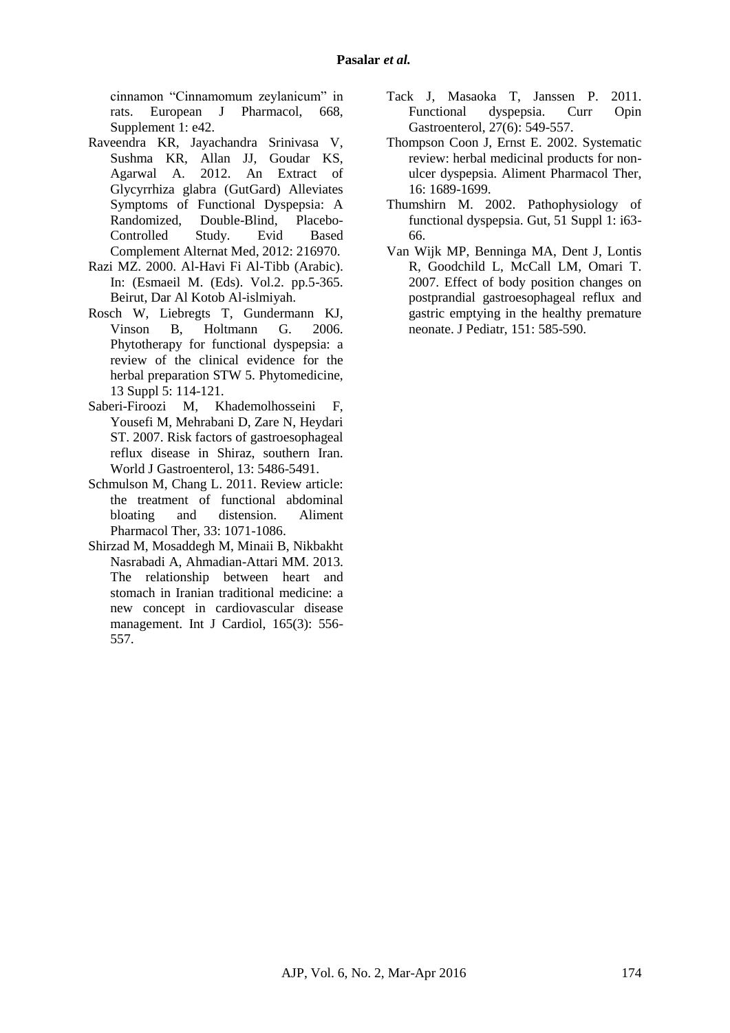cinnamon "Cinnamomum zeylanicum" in rats. European J Pharmacol, 668, Supplement 1: e42.

Raveendra KR, Jayachandra Srinivasa V, Sushma KR, Allan JJ, Goudar KS, Agarwal A. 2012. An Extract of Glycyrrhiza glabra (GutGard) Alleviates Symptoms of Functional Dyspepsia: A Randomized, Double-Blind, Placebo-Controlled Study. Evid Based Complement Alternat Med, 2012: 216970.

Razi MZ. 2000. Al-Havi Fi Al-Tibb (Arabic). In: (Esmaeil M. (Eds). Vol.2. pp.5-365. Beirut, Dar Al Kotob Al-islmiyah.

Rosch W, Liebregts T, Gundermann KJ, Vinson B, Holtmann G. 2006. Phytotherapy for functional dyspepsia: a review of the clinical evidence for the herbal preparation STW 5. Phytomedicine, 13 Suppl 5: 114-121.

Saberi-Firoozi M, Khademolhosseini F, Yousefi M, Mehrabani D, Zare N, Heydari ST. 2007. Risk factors of gastroesophageal reflux disease in Shiraz, southern Iran. World J Gastroenterol, 13: 5486-5491.

Schmulson M, Chang L. 2011. Review article: the treatment of functional abdominal bloating and distension. Aliment Pharmacol Ther, 33: 1071-1086.

Shirzad M, Mosaddegh M, Minaii B, Nikbakht Nasrabadi A, Ahmadian-Attari MM. 2013. The relationship between heart and stomach in Iranian traditional medicine: a new concept in cardiovascular disease management. Int J Cardiol, 165(3): 556-557.

Tack J, Masaoka T, Janssen P. 2011. Functional dyspepsia. Curr Opin Gastroenterol, 27(6): 549-557.

Thompson Coon J, Ernst E. 2002. Systematic review: herbal medicinal products for non-ulcer dyspepsia. Aliment Pharmacol Ther, 16: 1689-1699.

Thumshirn M. 2002. Pathophysiology of functional dyspepsia. Gut, 51 Suppl 1: i63-66.

Van Wijk MP, Benninga MA, Dent J, Lontis R, Goodchild L, McCall LM, Omari T. 2007. Effect of body position changes on postprandial gastroesophageal reflux and gastric emptying in the healthy premature neonate. J Pediatr, 151: 585-590.